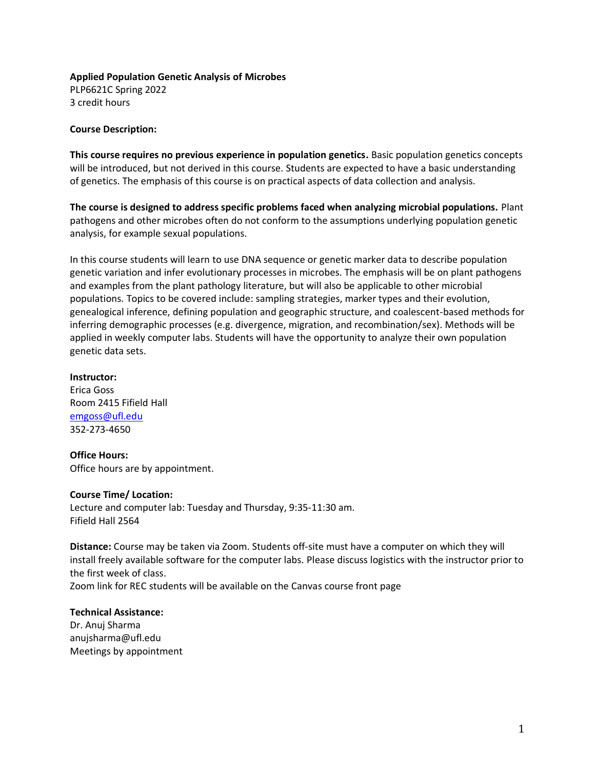# Applied Population Genetic Analysis of Microbes

PLP6621C Spring 2022
3 credit hours

## Course Description:

**This course requires no previous experience in population genetics.** Basic population genetics concepts will be introduced, but not derived in this course. Students are expected to have a basic understanding of genetics. The emphasis of this course is on practical aspects of data collection and analysis.

**The course is designed to address specific problems faced when analyzing microbial populations.** Plant pathogens and other microbes often do not conform to the assumptions underlying population genetic analysis, for example sexual populations.

In this course students will learn to use DNA sequence or genetic marker data to describe population genetic variation and infer evolutionary processes in microbes. The emphasis will be on plant pathogens and examples from the plant pathology literature, but will also be applicable to other microbial populations. Topics to be covered include: sampling strategies, marker types and their evolution, genealogical inference, defining population and geographic structure, and coalescent-based methods for inferring demographic processes (e.g. divergence, migration, and recombination/sex). Methods will be applied in weekly computer labs. Students will have the opportunity to analyze their own population genetic data sets.

**Instructor:**
Erica Goss
Room 2415 Fifield Hall
emgoss@ufl.edu
352-273-4650

**Office Hours:**
Office hours are by appointment.

**Course Time/ Location:**
Lecture and computer lab: Tuesday and Thursday, 9:35-11:30 am.
Fifield Hall 2564

**Distance:** Course may be taken via Zoom. Students off-site must have a computer on which they will install freely available software for the computer labs. Please discuss logistics with the instructor prior to the first week of class.
Zoom link for REC students will be available on the Canvas course front page

**Technical Assistance:**
Dr. Anuj Sharma
anujsharma@ufl.edu
Meetings by appointment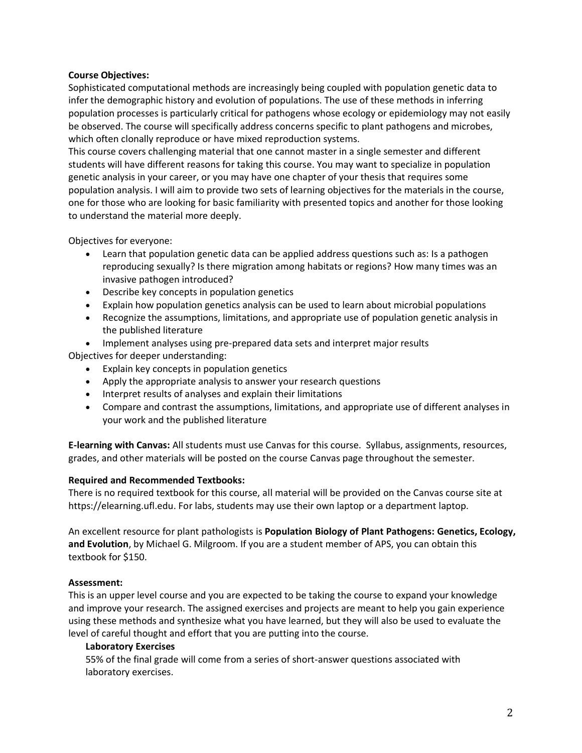**Course Objectives:**

Sophisticated computational methods are increasingly being coupled with population genetic data to infer the demographic history and evolution of populations. The use of these methods in inferring population processes is particularly critical for pathogens whose ecology or epidemiology may not easily be observed. The course will specifically address concerns specific to plant pathogens and microbes, which often clonally reproduce or have mixed reproduction systems.

This course covers challenging material that one cannot master in a single semester and different students will have different reasons for taking this course. You may want to specialize in population genetic analysis in your career, or you may have one chapter of your thesis that requires some population analysis. I will aim to provide two sets of learning objectives for the materials in the course, one for those who are looking for basic familiarity with presented topics and another for those looking to understand the material more deeply.

Objectives for everyone:

- Learn that population genetic data can be applied address questions such as: Is a pathogen reproducing sexually? Is there migration among habitats or regions? How many times was an invasive pathogen introduced?
- Describe key concepts in population genetics
- Explain how population genetics analysis can be used to learn about microbial populations
- Recognize the assumptions, limitations, and appropriate use of population genetic analysis in the published literature
- Implement analyses using pre-prepared data sets and interpret major results

Objectives for deeper understanding:

- Explain key concepts in population genetics
- Apply the appropriate analysis to answer your research questions
- Interpret results of analyses and explain their limitations
- Compare and contrast the assumptions, limitations, and appropriate use of different analyses in your work and the published literature

**E-learning with Canvas:** All students must use Canvas for this course. Syllabus, assignments, resources, grades, and other materials will be posted on the course Canvas page throughout the semester.

**Required and Recommended Textbooks:**

There is no required textbook for this course, all material will be provided on the Canvas course site at https://elearning.ufl.edu. For labs, students may use their own laptop or a department laptop.

An excellent resource for plant pathologists is **Population Biology of Plant Pathogens: Genetics, Ecology, and Evolution**, by Michael G. Milgroom. If you are a student member of APS, you can obtain this textbook for $150.

**Assessment:**

This is an upper level course and you are expected to be taking the course to expand your knowledge and improve your research. The assigned exercises and projects are meant to help you gain experience using these methods and synthesize what you have learned, but they will also be used to evaluate the level of careful thought and effort that you are putting into the course.

**Laboratory Exercises**

55% of the final grade will come from a series of short-answer questions associated with laboratory exercises.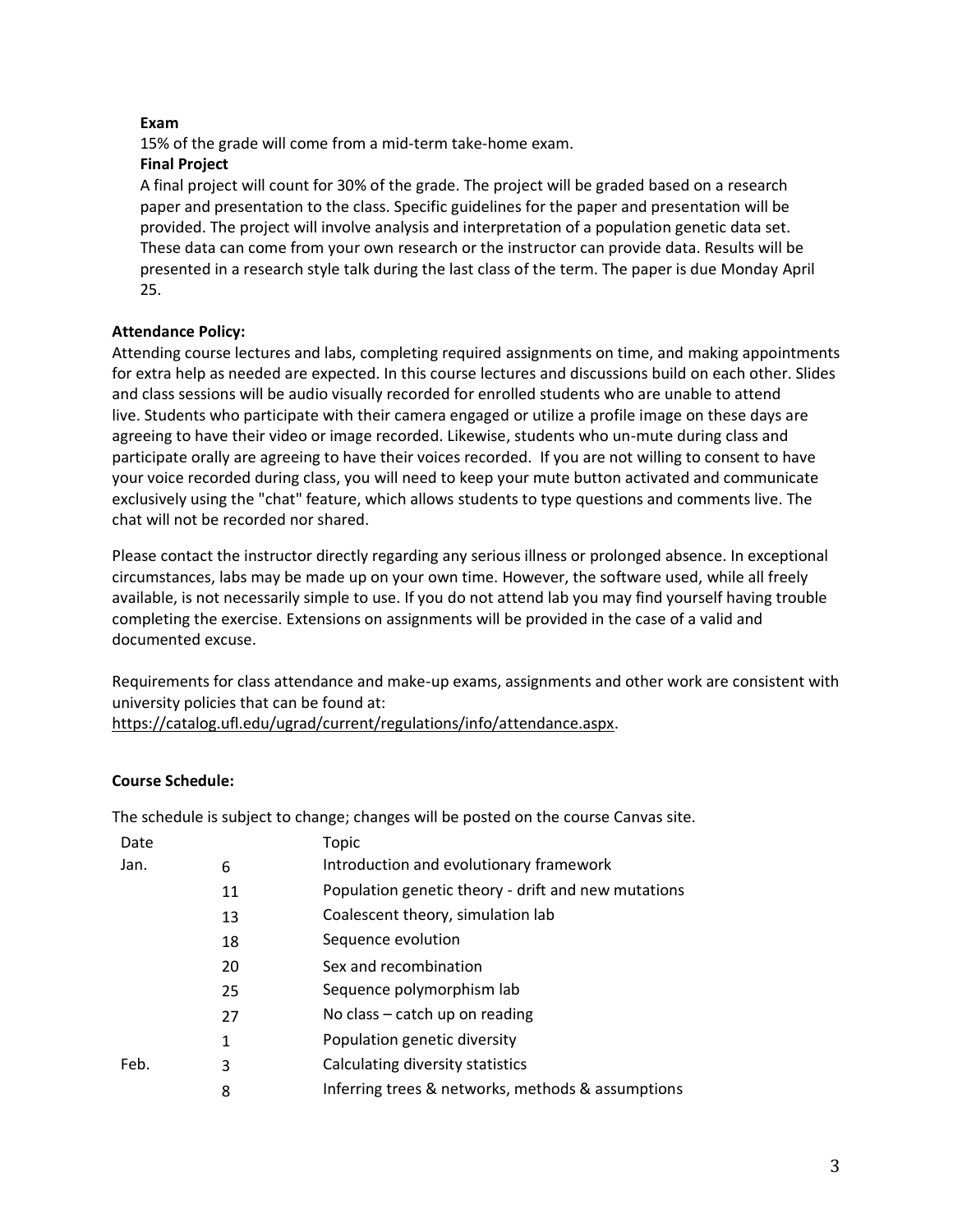**Exam**

15% of the grade will come from a mid-term take-home exam.

**Final Project**

A final project will count for 30% of the grade. The project will be graded based on a research paper and presentation to the class. Specific guidelines for the paper and presentation will be provided. The project will involve analysis and interpretation of a population genetic data set. These data can come from your own research or the instructor can provide data. Results will be presented in a research style talk during the last class of the term. The paper is due Monday April 25.

**Attendance Policy:**

Attending course lectures and labs, completing required assignments on time, and making appointments for extra help as needed are expected. In this course lectures and discussions build on each other. Slides and class sessions will be audio visually recorded for enrolled students who are unable to attend live. Students who participate with their camera engaged or utilize a profile image on these days are agreeing to have their video or image recorded. Likewise, students who un-mute during class and participate orally are agreeing to have their voices recorded. If you are not willing to consent to have your voice recorded during class, you will need to keep your mute button activated and communicate exclusively using the "chat" feature, which allows students to type questions and comments live. The chat will not be recorded nor shared.

Please contact the instructor directly regarding any serious illness or prolonged absence. In exceptional circumstances, labs may be made up on your own time. However, the software used, while all freely available, is not necessarily simple to use. If you do not attend lab you may find yourself having trouble completing the exercise. Extensions on assignments will be provided in the case of a valid and documented excuse.

Requirements for class attendance and make-up exams, assignments and other work are consistent with university policies that can be found at: https://catalog.ufl.edu/ugrad/current/regulations/info/attendance.aspx.

**Course Schedule:**

The schedule is subject to change; changes will be posted on the course Canvas site.

| Date | | Topic |
|---|---|---|
| Jan. | 6 | Introduction and evolutionary framework |
| | 11 | Population genetic theory - drift and new mutations |
| | 13 | Coalescent theory, simulation lab |
| | 18 | Sequence evolution |
| | 20 | Sex and recombination |
| | 25 | Sequence polymorphism lab |
| | 27 | No class – catch up on reading |
| | 1 | Population genetic diversity |
| Feb. | 3 | Calculating diversity statistics |
| | 8 | Inferring trees & networks, methods & assumptions |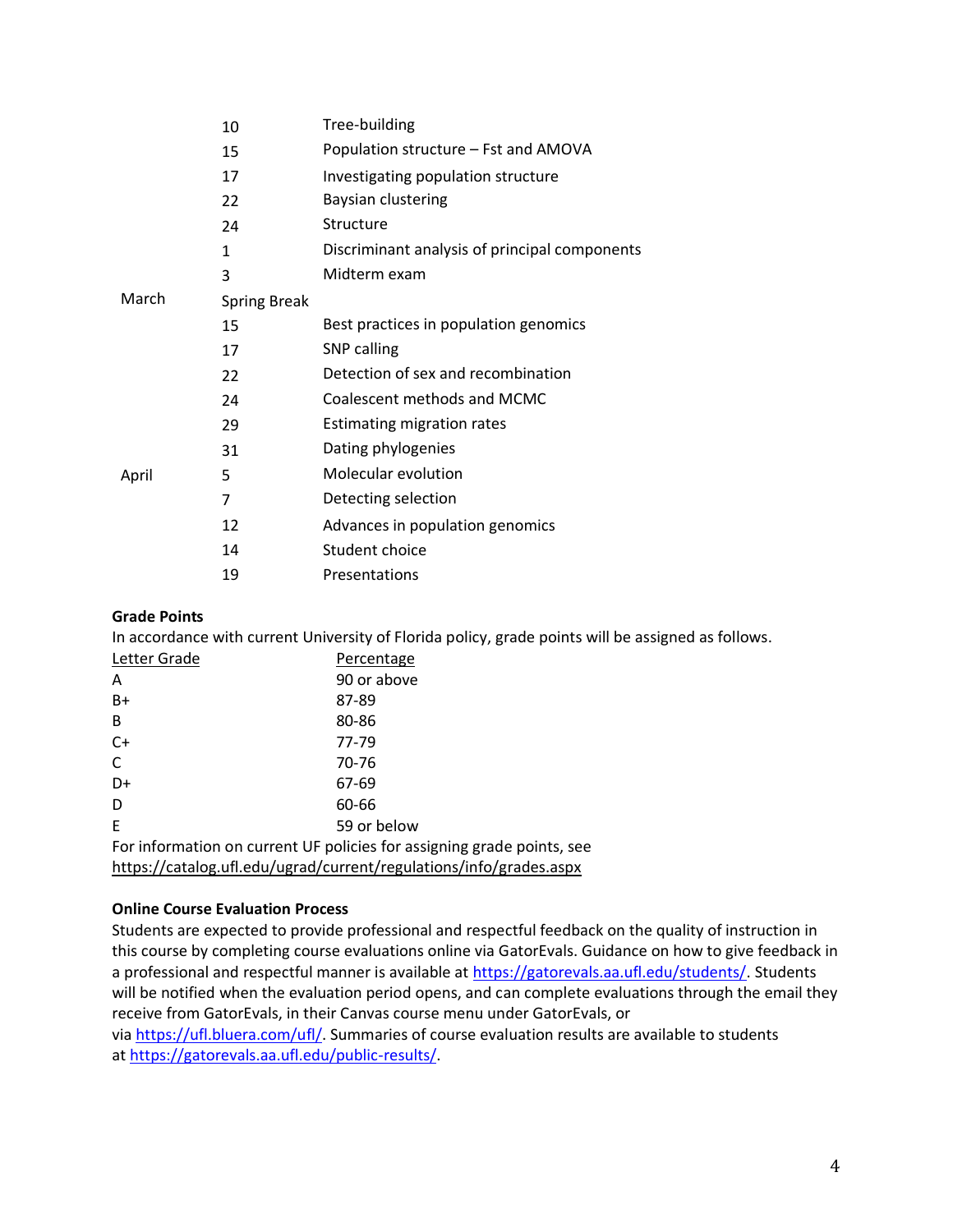| | | |
|---|---|---|
| | 10 | Tree-building |
| | 15 | Population structure – Fst and AMOVA |
| | 17 | Investigating population structure |
| | 22 | Baysian clustering |
| | 24 | Structure |
| | 1 | Discriminant analysis of principal components |
| | 3 | Midterm exam |
| March | Spring Break | |
| | 15 | Best practices in population genomics |
| | 17 | SNP calling |
| | 22 | Detection of sex and recombination |
| | 24 | Coalescent methods and MCMC |
| | 29 | Estimating migration rates |
| | 31 | Dating phylogenies |
| April | 5 | Molecular evolution |
| | 7 | Detecting selection |
| | 12 | Advances in population genomics |
| | 14 | Student choice |
| | 19 | Presentations |

**Grade Points**

In accordance with current University of Florida policy, grade points will be assigned as follows.

| Letter Grade | Percentage |
|---|---|
| A | 90 or above |
| B+ | 87-89 |
| B | 80-86 |
| C+ | 77-79 |
| C | 70-76 |
| D+ | 67-69 |
| D | 60-66 |
| E | 59 or below |

For information on current UF policies for assigning grade points, see https://catalog.ufl.edu/ugrad/current/regulations/info/grades.aspx

**Online Course Evaluation Process**

Students are expected to provide professional and respectful feedback on the quality of instruction in this course by completing course evaluations online via GatorEvals. Guidance on how to give feedback in a professional and respectful manner is available at https://gatorevals.aa.ufl.edu/students/. Students will be notified when the evaluation period opens, and can complete evaluations through the email they receive from GatorEvals, in their Canvas course menu under GatorEvals, or via https://ufl.bluera.com/ufl/. Summaries of course evaluation results are available to students at https://gatorevals.aa.ufl.edu/public-results/.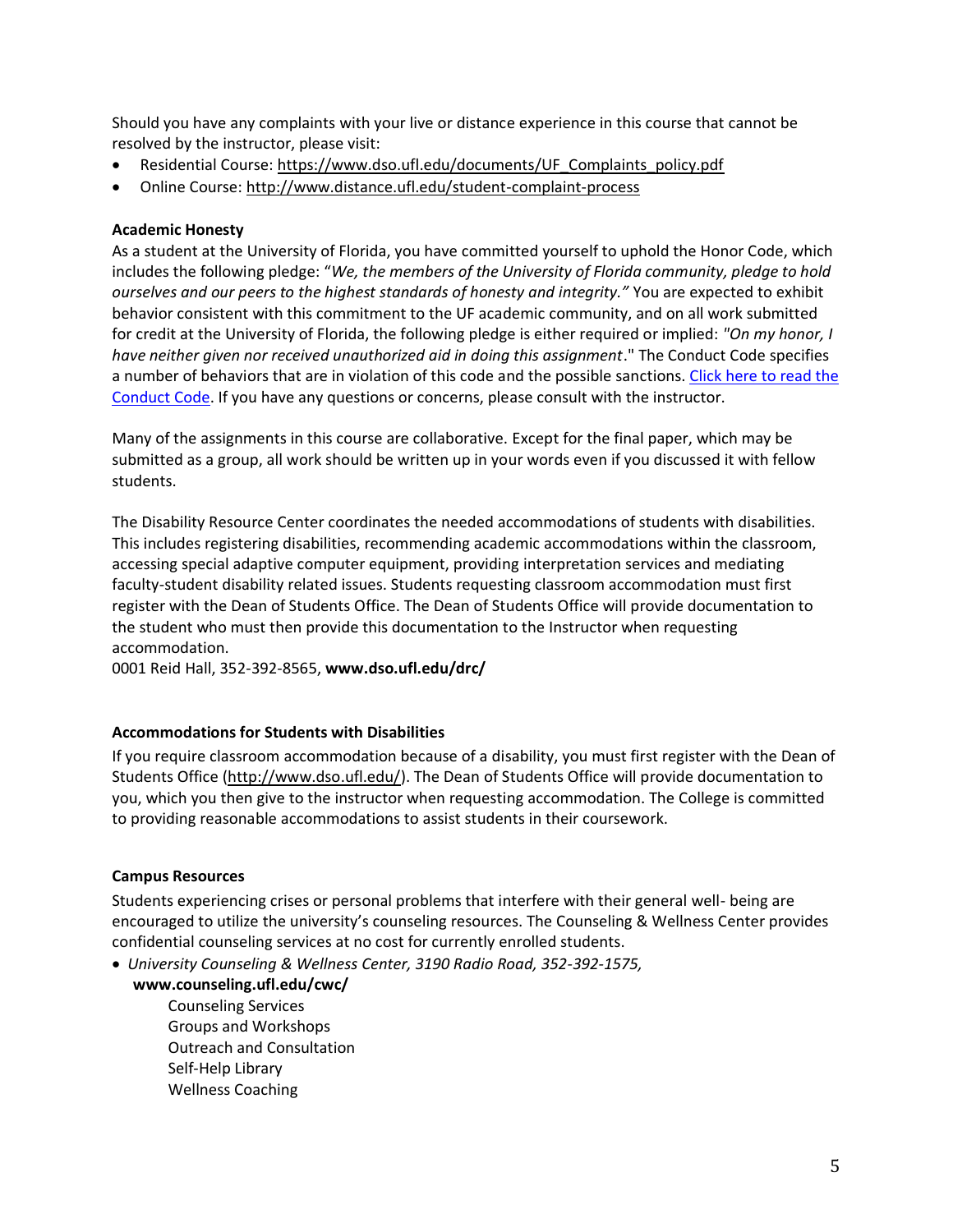Should you have any complaints with your live or distance experience in this course that cannot be resolved by the instructor, please visit:

- Residential Course: https://www.dso.ufl.edu/documents/UF_Complaints_policy.pdf
- Online Course: http://www.distance.ufl.edu/student-complaint-process

**Academic Honesty**

As a student at the University of Florida, you have committed yourself to uphold the Honor Code, which includes the following pledge: "*We, the members of the University of Florida community, pledge to hold ourselves and our peers to the highest standards of honesty and integrity.*" You are expected to exhibit behavior consistent with this commitment to the UF academic community, and on all work submitted for credit at the University of Florida, the following pledge is either required or implied: *"On my honor, I have neither given nor received unauthorized aid in doing this assignment*." The Conduct Code specifies a number of behaviors that are in violation of this code and the possible sanctions. Click here to read the Conduct Code. If you have any questions or concerns, please consult with the instructor.

Many of the assignments in this course are collaborative. Except for the final paper, which may be submitted as a group, all work should be written up in your words even if you discussed it with fellow students.

The Disability Resource Center coordinates the needed accommodations of students with disabilities. This includes registering disabilities, recommending academic accommodations within the classroom, accessing special adaptive computer equipment, providing interpretation services and mediating faculty-student disability related issues. Students requesting classroom accommodation must first register with the Dean of Students Office. The Dean of Students Office will provide documentation to the student who must then provide this documentation to the Instructor when requesting accommodation.
0001 Reid Hall, 352-392-8565, **www.dso.ufl.edu/drc/**

**Accommodations for Students with Disabilities**

If you require classroom accommodation because of a disability, you must first register with the Dean of Students Office (http://www.dso.ufl.edu/). The Dean of Students Office will provide documentation to you, which you then give to the instructor when requesting accommodation. The College is committed to providing reasonable accommodations to assist students in their coursework.

**Campus Resources**

Students experiencing crises or personal problems that interfere with their general well- being are encouraged to utilize the university's counseling resources. The Counseling & Wellness Center provides confidential counseling services at no cost for currently enrolled students.

- *University Counseling & Wellness Center, 3190 Radio Road, 352-392-1575,* **www.counseling.ufl.edu/cwc/**
  - Counseling Services
  - Groups and Workshops
  - Outreach and Consultation
  - Self-Help Library
  - Wellness Coaching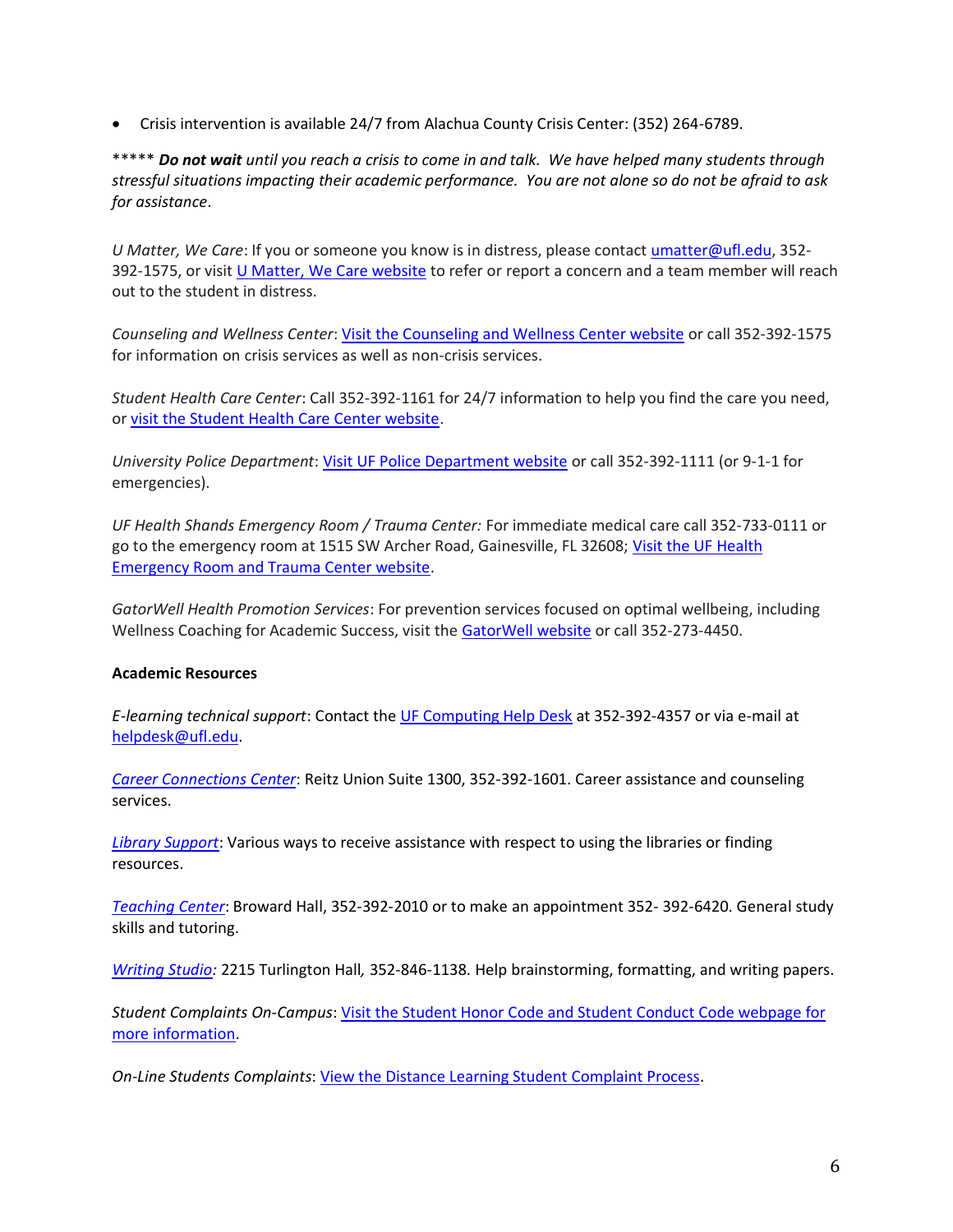- Crisis intervention is available 24/7 from Alachua County Crisis Center: (352) 264-6789.

***** ***Do not wait*** *until you reach a crisis to come in and talk. We have helped many students through stressful situations impacting their academic performance. You are not alone so do not be afraid to ask for assistance*.

*U Matter, We Care*: If you or someone you know is in distress, please contact umatter@ufl.edu, 352-392-1575, or visit U Matter, We Care website to refer or report a concern and a team member will reach out to the student in distress.

*Counseling and Wellness Center*: Visit the Counseling and Wellness Center website or call 352-392-1575 for information on crisis services as well as non-crisis services.

*Student Health Care Center*: Call 352-392-1161 for 24/7 information to help you find the care you need, or visit the Student Health Care Center website.

*University Police Department*: Visit UF Police Department website or call 352-392-1111 (or 9-1-1 for emergencies).

*UF Health Shands Emergency Room / Trauma Center:* For immediate medical care call 352-733-0111 or go to the emergency room at 1515 SW Archer Road, Gainesville, FL 32608; Visit the UF Health Emergency Room and Trauma Center website.

*GatorWell Health Promotion Services*: For prevention services focused on optimal wellbeing, including Wellness Coaching for Academic Success, visit the GatorWell website or call 352-273-4450.

**Academic Resources**

*E-learning technical support*: Contact the UF Computing Help Desk at 352-392-4357 or via e-mail at helpdesk@ufl.edu.

*Career Connections Center*: Reitz Union Suite 1300, 352-392-1601. Career assistance and counseling services.

*Library Support*: Various ways to receive assistance with respect to using the libraries or finding resources.

*Teaching Center*: Broward Hall, 352-392-2010 or to make an appointment 352- 392-6420. General study skills and tutoring.

*Writing Studio:* 2215 Turlington Hall*,* 352-846-1138. Help brainstorming, formatting, and writing papers.

*Student Complaints On-Campus*: Visit the Student Honor Code and Student Conduct Code webpage for more information.

*On-Line Students Complaints*: View the Distance Learning Student Complaint Process.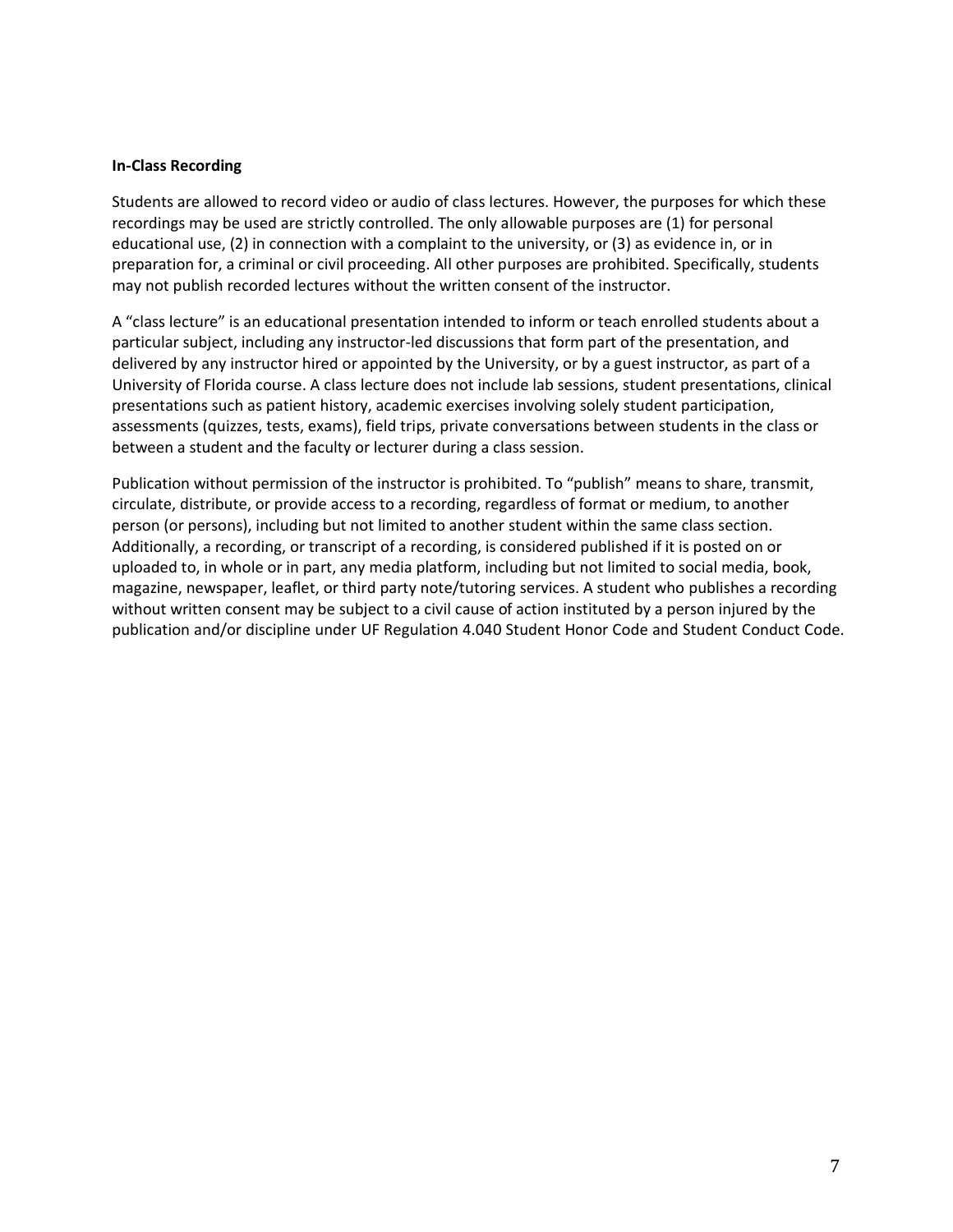**In-Class Recording**

Students are allowed to record video or audio of class lectures. However, the purposes for which these recordings may be used are strictly controlled. The only allowable purposes are (1) for personal educational use, (2) in connection with a complaint to the university, or (3) as evidence in, or in preparation for, a criminal or civil proceeding. All other purposes are prohibited. Specifically, students may not publish recorded lectures without the written consent of the instructor.

A "class lecture" is an educational presentation intended to inform or teach enrolled students about a particular subject, including any instructor-led discussions that form part of the presentation, and delivered by any instructor hired or appointed by the University, or by a guest instructor, as part of a University of Florida course. A class lecture does not include lab sessions, student presentations, clinical presentations such as patient history, academic exercises involving solely student participation, assessments (quizzes, tests, exams), field trips, private conversations between students in the class or between a student and the faculty or lecturer during a class session.

Publication without permission of the instructor is prohibited. To "publish" means to share, transmit, circulate, distribute, or provide access to a recording, regardless of format or medium, to another person (or persons), including but not limited to another student within the same class section. Additionally, a recording, or transcript of a recording, is considered published if it is posted on or uploaded to, in whole or in part, any media platform, including but not limited to social media, book, magazine, newspaper, leaflet, or third party note/tutoring services. A student who publishes a recording without written consent may be subject to a civil cause of action instituted by a person injured by the publication and/or discipline under UF Regulation 4.040 Student Honor Code and Student Conduct Code.